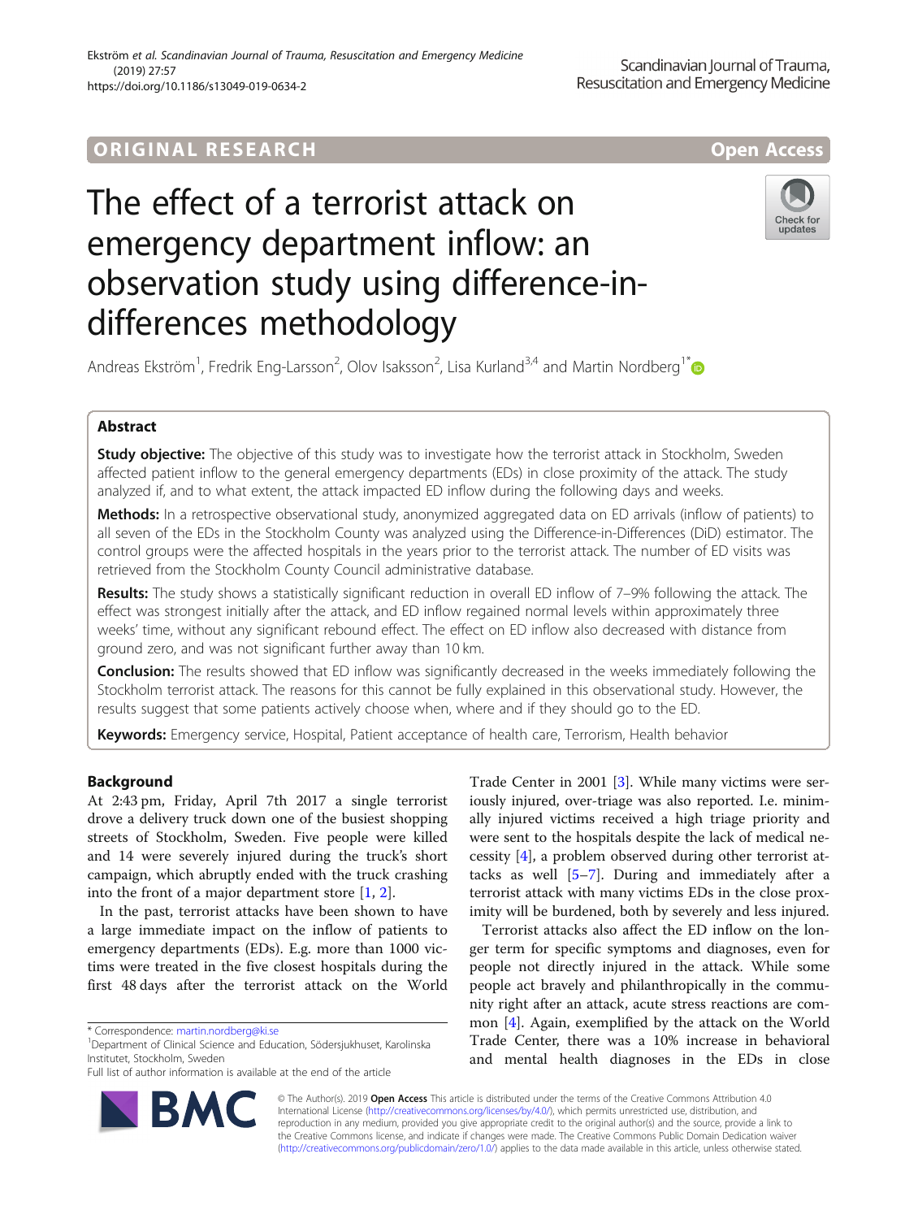ORIGINAL RESEARCH

Open Access

# The effect of a terrorist attack on emergency department inflow: an observation study using difference-in-differences methodology

Andreas Ekström[1], Fredrik Eng-Larsson[2], Olov Isaksson[2], Lisa Kurland[3,4] and Martin Nordberg[1*]

## Abstract

**Study objective:** The objective of this study was to investigate how the terrorist attack in Stockholm, Sweden affected patient inflow to the general emergency departments (EDs) in close proximity of the attack. The study analyzed if, and to what extent, the attack impacted ED inflow during the following days and weeks.

**Methods:** In a retrospective observational study, anonymized aggregated data on ED arrivals (inflow of patients) to all seven of the EDs in the Stockholm County was analyzed using the Difference-in-Differences (DiD) estimator. The control groups were the affected hospitals in the years prior to the terrorist attack. The number of ED visits was retrieved from the Stockholm County Council administrative database.

**Results:** The study shows a statistically significant reduction in overall ED inflow of 7–9% following the attack. The effect was strongest initially after the attack, and ED inflow regained normal levels within approximately three weeks' time, without any significant rebound effect. The effect on ED inflow also decreased with distance from ground zero, and was not significant further away than 10 km.

**Conclusion:** The results showed that ED inflow was significantly decreased in the weeks immediately following the Stockholm terrorist attack. The reasons for this cannot be fully explained in this observational study. However, the results suggest that some patients actively choose when, where and if they should go to the ED.

**Keywords:** Emergency service, Hospital, Patient acceptance of health care, Terrorism, Health behavior

## Background

At 2:43 pm, Friday, April 7th 2017 a single terrorist drove a delivery truck down one of the busiest shopping streets of Stockholm, Sweden. Five people were killed and 14 were severely injured during the truck's short campaign, which abruptly ended with the truck crashing into the front of a major department store [1, 2].

In the past, terrorist attacks have been shown to have a large immediate impact on the inflow of patients to emergency departments (EDs). E.g. more than 1000 victims were treated in the five closest hospitals during the first 48 days after the terrorist attack on the World Trade Center in 2001 [3]. While many victims were seriously injured, over-triage was also reported. I.e. minimally injured victims received a high triage priority and were sent to the hospitals despite the lack of medical necessity [4], a problem observed during other terrorist attacks as well [5–7]. During and immediately after a terrorist attack with many victims EDs in the close proximity will be burdened, both by severely and less injured.

Terrorist attacks also affect the ED inflow on the longer term for specific symptoms and diagnoses, even for people not directly injured in the attack. While some people act bravely and philanthropically in the community right after an attack, acute stress reactions are common [4]. Again, exemplified by the attack on the World Trade Center, there was a 10% increase in behavioral and mental health diagnoses in the EDs in close

* Correspondence: martin.nordberg@ki.se
[1]Department of Clinical Science and Education, Södersjukhuset, Karolinska Institutet, Stockholm, Sweden
Full list of author information is available at the end of the article

© The Author(s). 2019 **Open Access** This article is distributed under the terms of the Creative Commons Attribution 4.0 International License (http://creativecommons.org/licenses/by/4.0/), which permits unrestricted use, distribution, and reproduction in any medium, provided you give appropriate credit to the original author(s) and the source, provide a link to the Creative Commons license, and indicate if changes were made. The Creative Commons Public Domain Dedication waiver (http://creativecommons.org/publicdomain/zero/1.0/) applies to the data made available in this article, unless otherwise stated.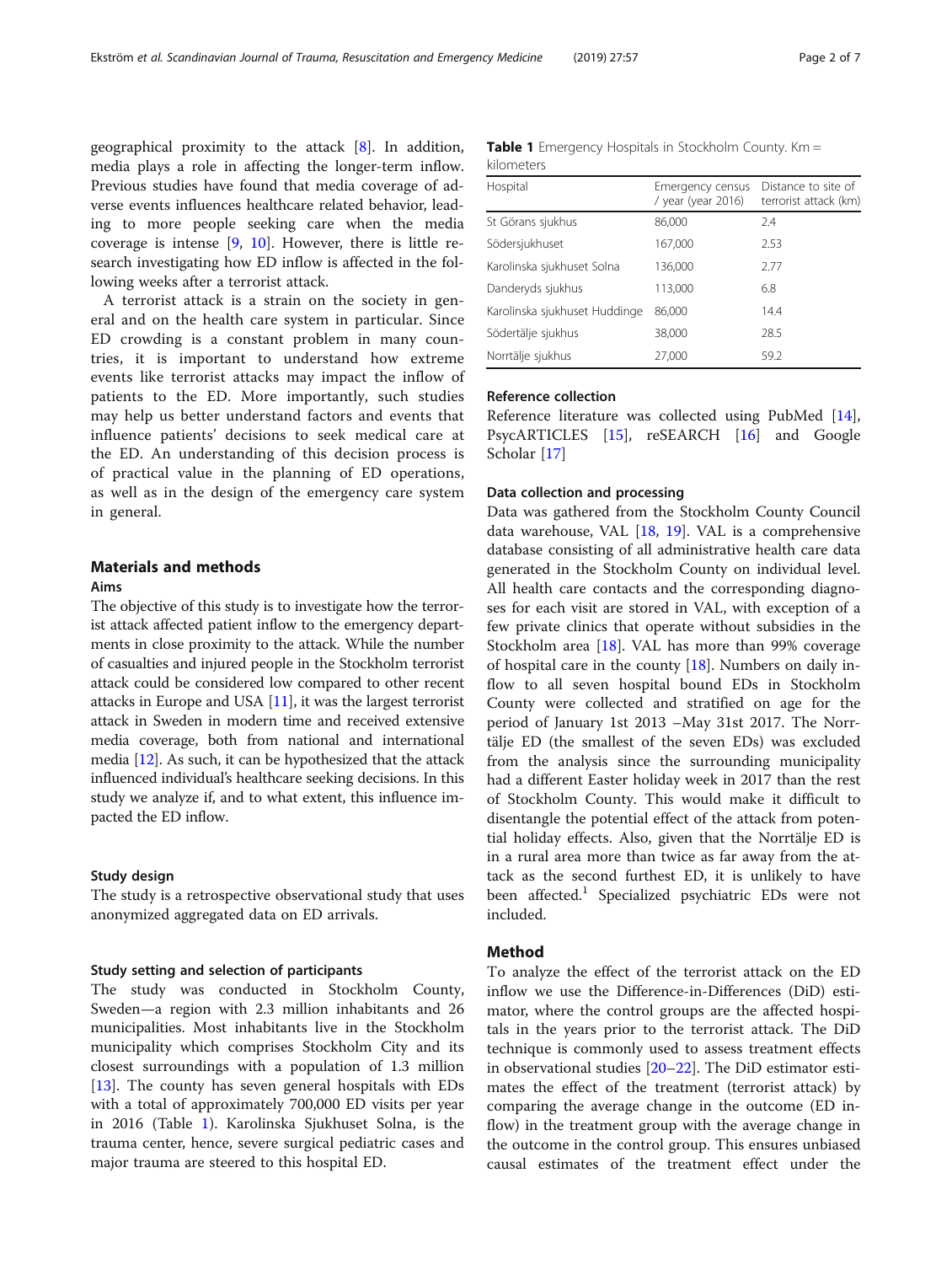geographical proximity to the attack [8]. In addition, media plays a role in affecting the longer-term inflow. Previous studies have found that media coverage of adverse events influences healthcare related behavior, leading to more people seeking care when the media coverage is intense [9, 10]. However, there is little research investigating how ED inflow is affected in the following weeks after a terrorist attack.

A terrorist attack is a strain on the society in general and on the health care system in particular. Since ED crowding is a constant problem in many countries, it is important to understand how extreme events like terrorist attacks may impact the inflow of patients to the ED. More importantly, such studies may help us better understand factors and events that influence patients' decisions to seek medical care at the ED. An understanding of this decision process is of practical value in the planning of ED operations, as well as in the design of the emergency care system in general.

## Materials and methods

### Aims

The objective of this study is to investigate how the terrorist attack affected patient inflow to the emergency departments in close proximity to the attack. While the number of casualties and injured people in the Stockholm terrorist attack could be considered low compared to other recent attacks in Europe and USA [11], it was the largest terrorist attack in Sweden in modern time and received extensive media coverage, both from national and international media [12]. As such, it can be hypothesized that the attack influenced individual's healthcare seeking decisions. In this study we analyze if, and to what extent, this influence impacted the ED inflow.

### Study design

The study is a retrospective observational study that uses anonymized aggregated data on ED arrivals.

### Study setting and selection of participants

The study was conducted in Stockholm County, Sweden—a region with 2.3 million inhabitants and 26 municipalities. Most inhabitants live in the Stockholm municipality which comprises Stockholm City and its closest surroundings with a population of 1.3 million [13]. The county has seven general hospitals with EDs with a total of approximately 700,000 ED visits per year in 2016 (Table 1). Karolinska Sjukhuset Solna, is the trauma center, hence, severe surgical pediatric cases and major trauma are steered to this hospital ED.

**Table 1** Emergency Hospitals in Stockholm County. Km = kilometers

| Hospital | Emergency census / year (year 2016) | Distance to site of terrorist attack (km) |
|---|---|---|
| St Görans sjukhus | 86,000 | 2.4 |
| Södersjukhuset | 167,000 | 2.53 |
| Karolinska sjukhuset Solna | 136,000 | 2.77 |
| Danderyds sjukhus | 113,000 | 6.8 |
| Karolinska sjukhuset Huddinge | 86,000 | 14.4 |
| Södertälje sjukhus | 38,000 | 28.5 |
| Norrtälje sjukhus | 27,000 | 59.2 |

### Reference collection

Reference literature was collected using PubMed [14], PsycARTICLES [15], reSEARCH [16] and Google Scholar [17]

### Data collection and processing

Data was gathered from the Stockholm County Council data warehouse, VAL [18, 19]. VAL is a comprehensive database consisting of all administrative health care data generated in the Stockholm County on individual level. All health care contacts and the corresponding diagnoses for each visit are stored in VAL, with exception of a few private clinics that operate without subsidies in the Stockholm area [18]. VAL has more than 99% coverage of hospital care in the county [18]. Numbers on daily inflow to all seven hospital bound EDs in Stockholm County were collected and stratified on age for the period of January 1st 2013 –May 31st 2017. The Norrtälje ED (the smallest of the seven EDs) was excluded from the analysis since the surrounding municipality had a different Easter holiday week in 2017 than the rest of Stockholm County. This would make it difficult to disentangle the potential effect of the attack from potential holiday effects. Also, given that the Norrtälje ED is in a rural area more than twice as far away from the attack as the second furthest ED, it is unlikely to have been affected.[1] Specialized psychiatric EDs were not included.

## Method

To analyze the effect of the terrorist attack on the ED inflow we use the Difference-in-Differences (DiD) estimator, where the control groups are the affected hospitals in the years prior to the terrorist attack. The DiD technique is commonly used to assess treatment effects in observational studies [20–22]. The DiD estimator estimates the effect of the treatment (terrorist attack) by comparing the average change in the outcome (ED inflow) in the treatment group with the average change in the outcome in the control group. This ensures unbiased causal estimates of the treatment effect under the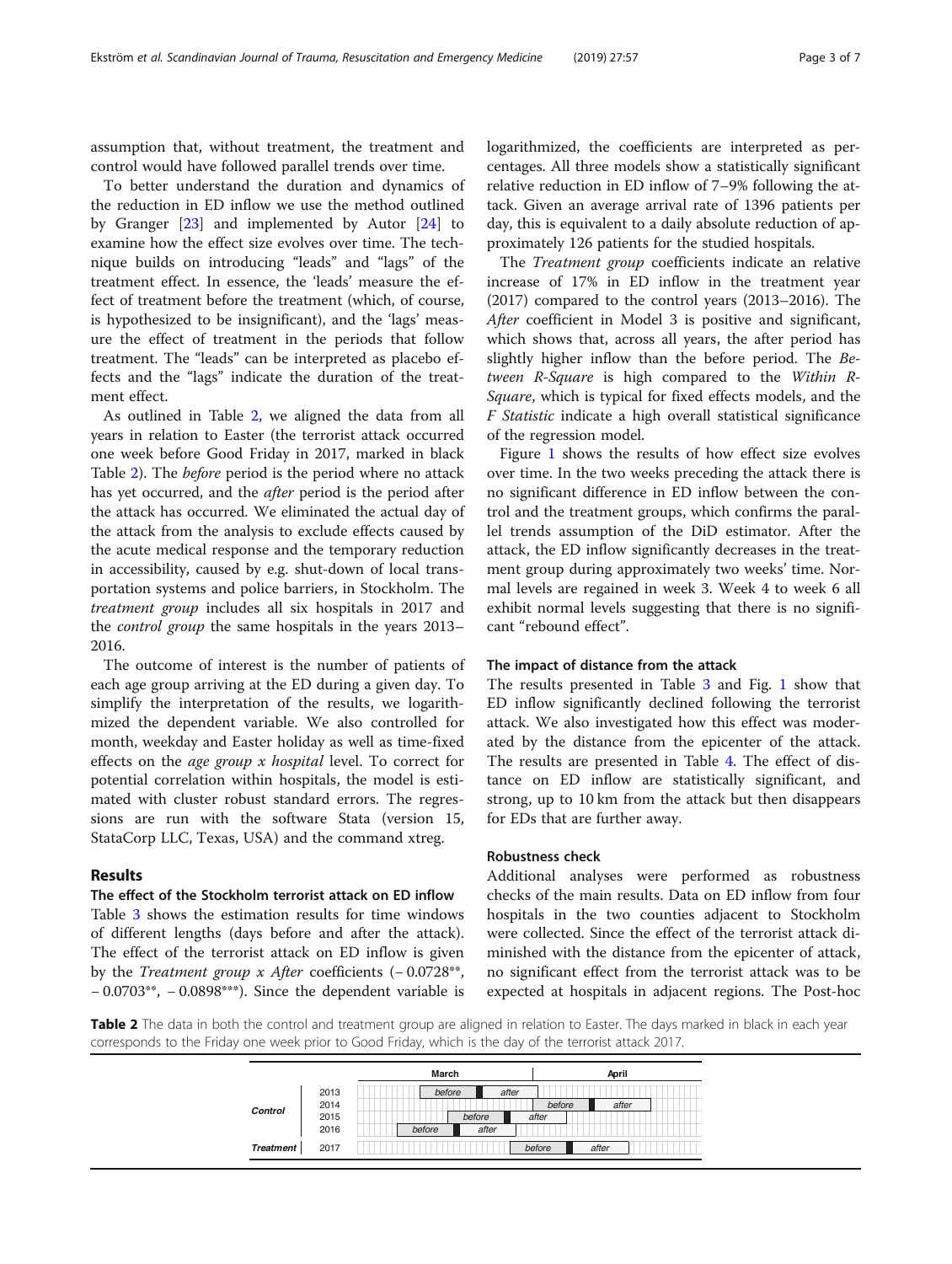assumption that, without treatment, the treatment and control would have followed parallel trends over time.

To better understand the duration and dynamics of the reduction in ED inflow we use the method outlined by Granger [23] and implemented by Autor [24] to examine how the effect size evolves over time. The technique builds on introducing "leads" and "lags" of the treatment effect. In essence, the 'leads' measure the effect of treatment before the treatment (which, of course, is hypothesized to be insignificant), and the 'lags' measure the effect of treatment in the periods that follow treatment. The "leads" can be interpreted as placebo effects and the "lags" indicate the duration of the treatment effect.

As outlined in Table 2, we aligned the data from all years in relation to Easter (the terrorist attack occurred one week before Good Friday in 2017, marked in black Table 2). The *before* period is the period where no attack has yet occurred, and the *after* period is the period after the attack has occurred. We eliminated the actual day of the attack from the analysis to exclude effects caused by the acute medical response and the temporary reduction in accessibility, caused by e.g. shut-down of local transportation systems and police barriers, in Stockholm. The *treatment group* includes all six hospitals in 2017 and the *control group* the same hospitals in the years 2013–2016.

The outcome of interest is the number of patients of each age group arriving at the ED during a given day. To simplify the interpretation of the results, we logarithmized the dependent variable. We also controlled for month, weekday and Easter holiday as well as time-fixed effects on the *age group x hospital* level. To correct for potential correlation within hospitals, the model is estimated with cluster robust standard errors. The regressions are run with the software Stata (version 15, StataCorp LLC, Texas, USA) and the command xtreg.

## Results

### The effect of the Stockholm terrorist attack on ED inflow

Table 3 shows the estimation results for time windows of different lengths (days before and after the attack). The effect of the terrorist attack on ED inflow is given by the *Treatment group x After* coefficients (− 0.0728**, − 0.0703**, − 0.0898***). Since the dependent variable is logarithmized, the coefficients are interpreted as percentages. All three models show a statistically significant relative reduction in ED inflow of 7–9% following the attack. Given an average arrival rate of 1396 patients per day, this is equivalent to a daily absolute reduction of approximately 126 patients for the studied hospitals.

The *Treatment group* coefficients indicate an relative increase of 17% in ED inflow in the treatment year (2017) compared to the control years (2013–2016). The *After* coefficient in Model 3 is positive and significant, which shows that, across all years, the after period has slightly higher inflow than the before period. The *Between R-Square* is high compared to the *Within R-Square*, which is typical for fixed effects models, and the *F Statistic* indicate a high overall statistical significance of the regression model.

Figure 1 shows the results of how effect size evolves over time. In the two weeks preceding the attack there is no significant difference in ED inflow between the control and the treatment groups, which confirms the parallel trends assumption of the DiD estimator. After the attack, the ED inflow significantly decreases in the treatment group during approximately two weeks' time. Normal levels are regained in week 3. Week 4 to week 6 all exhibit normal levels suggesting that there is no significant "rebound effect".

### The impact of distance from the attack

The results presented in Table 3 and Fig. 1 show that ED inflow significantly declined following the terrorist attack. We also investigated how this effect was moderated by the distance from the epicenter of the attack. The results are presented in Table 4. The effect of distance on ED inflow are statistically significant, and strong, up to 10 km from the attack but then disappears for EDs that are further away.

### Robustness check

Additional analyses were performed as robustness checks of the main results. Data on ED inflow from four hospitals in the two counties adjacent to Stockholm were collected. Since the effect of the terrorist attack diminished with the distance from the epicenter of attack, no significant effect from the terrorist attack was to be expected at hospitals in adjacent regions. The Post-hoc

**Table 2** The data in both the control and treatment group are aligned in relation to Easter. The days marked in black in each year corresponds to the Friday one week prior to Good Friday, which is the day of the terrorist attack 2017.

| | | March | April |
|---|---|---|---|
| Control | 2013 | before ■ after | |
| | 2014 | | before ■ after |
| | 2015 | before ■ | after |
| | 2016 | before ■ after | |
| Treatment | 2017 | | before ■ after |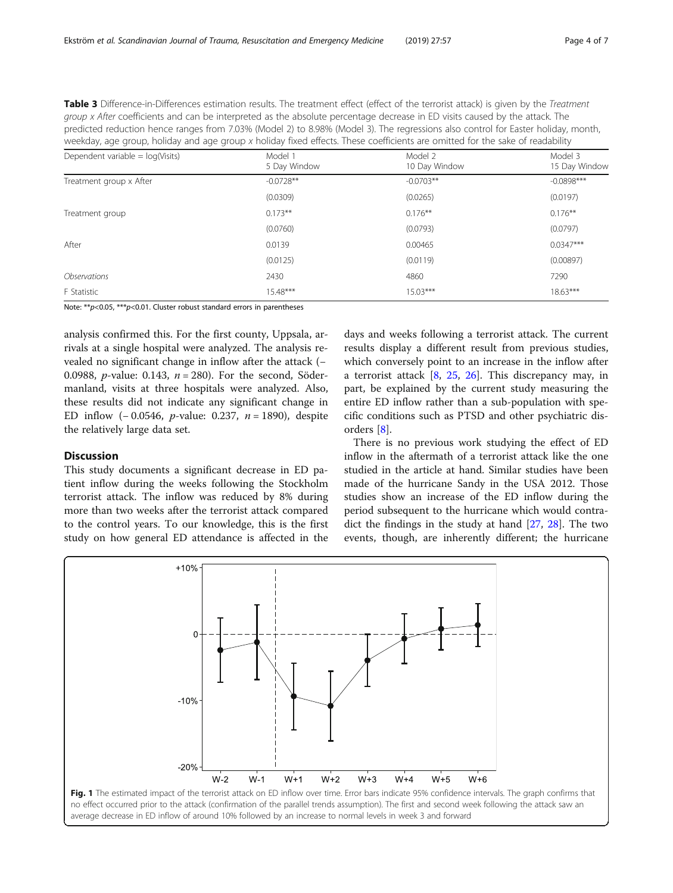**Table 3** Difference-in-Differences estimation results. The treatment effect (effect of the terrorist attack) is given by the *Treatment group x After* coefficients and can be interpreted as the absolute percentage decrease in ED visits caused by the attack. The predicted reduction hence ranges from 7.03% (Model 2) to 8.98% (Model 3). The regressions also control for Easter holiday, month, weekday, age group, holiday and age group x holiday fixed effects. These coefficients are omitted for the sake of readability

| Dependent variable = log(Visits) | Model 1 5 Day Window | Model 2 10 Day Window | Model 3 15 Day Window |
|---|---|---|---|
| Treatment group x After | -0.0728** | -0.0703** | -0.0898*** |
| | (0.0309) | (0.0265) | (0.0197) |
| Treatment group | 0.173** | 0.176** | 0.176** |
| | (0.0760) | (0.0793) | (0.0797) |
| After | 0.0139 | 0.00465 | 0.0347*** |
| | (0.0125) | (0.0119) | (0.00897) |
| *Observations* | 2430 | 4860 | 7290 |
| F Statistic | 15.48*** | 15.03*** | 18.63*** |

Note: ** $p<0.05$, *** $p<0.01$. Cluster robust standard errors in parentheses

analysis confirmed this. For the first county, Uppsala, arrivals at a single hospital were analyzed. The analysis revealed no significant change in inflow after the attack (−0.0988, $p$-value: 0.143, $n = 280$). For the second, Södermanland, visits at three hospitals were analyzed. Also, these results did not indicate any significant change in ED inflow (− 0.0546, $p$-value: 0.237, $n = 1890$), despite the relatively large data set.

## Discussion

This study documents a significant decrease in ED patient inflow during the weeks following the Stockholm terrorist attack. The inflow was reduced by 8% during more than two weeks after the terrorist attack compared to the control years. To our knowledge, this is the first study on how general ED attendance is affected in the days and weeks following a terrorist attack. The current results display a different result from previous studies, which conversely point to an increase in the inflow after a terrorist attack [8, 25, 26]. This discrepancy may, in part, be explained by the current study measuring the entire ED inflow rather than a sub-population with specific conditions such as PTSD and other psychiatric disorders [8].

There is no previous work studying the effect of ED inflow in the aftermath of a terrorist attack like the one studied in the article at hand. Similar studies have been made of the hurricane Sandy in the USA 2012. Those studies show an increase of the ED inflow during the period subsequent to the hurricane which would contradict the findings in the study at hand [27, 28]. The two events, though, are inherently different; the hurricane

**Fig. 1** The estimated impact of the terrorist attack on ED inflow over time. Error bars indicate 95% confidence intervals. The graph confirms that no effect occurred prior to the attack (confirmation of the parallel trends assumption). The first and second week following the attack saw an average decrease in ED inflow of around 10% followed by an increase to normal levels in week 3 and forward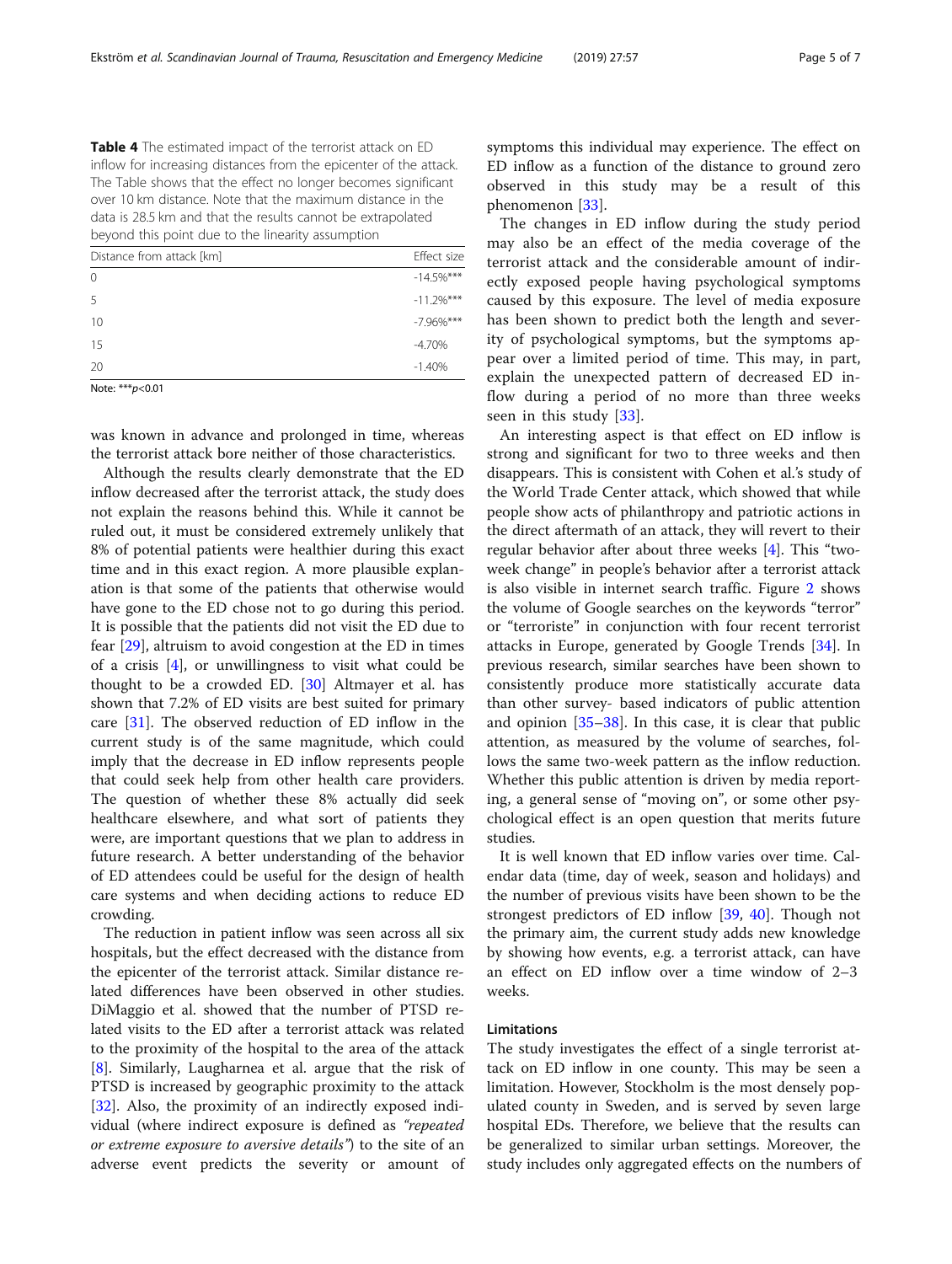**Table 4** The estimated impact of the terrorist attack on ED inflow for increasing distances from the epicenter of the attack. The Table shows that the effect no longer becomes significant over 10 km distance. Note that the maximum distance in the data is 28.5 km and that the results cannot be extrapolated beyond this point due to the linearity assumption

| Distance from attack [km] | Effect size |
| --- | --- |
| 0 | -14.5%*** |
| 5 | -11.2%*** |
| 10 | -7.96%*** |
| 15 | -4.70% |
| 20 | -1.40% |

Note: ***$p<0.01$

was known in advance and prolonged in time, whereas the terrorist attack bore neither of those characteristics.

Although the results clearly demonstrate that the ED inflow decreased after the terrorist attack, the study does not explain the reasons behind this. While it cannot be ruled out, it must be considered extremely unlikely that 8% of potential patients were healthier during this exact time and in this exact region. A more plausible explanation is that some of the patients that otherwise would have gone to the ED chose not to go during this period. It is possible that the patients did not visit the ED due to fear [29], altruism to avoid congestion at the ED in times of a crisis [4], or unwillingness to visit what could be thought to be a crowded ED. [30] Altmayer et al. has shown that 7.2% of ED visits are best suited for primary care [31]. The observed reduction of ED inflow in the current study is of the same magnitude, which could imply that the decrease in ED inflow represents people that could seek help from other health care providers. The question of whether these 8% actually did seek healthcare elsewhere, and what sort of patients they were, are important questions that we plan to address in future research. A better understanding of the behavior of ED attendees could be useful for the design of health care systems and when deciding actions to reduce ED crowding.

The reduction in patient inflow was seen across all six hospitals, but the effect decreased with the distance from the epicenter of the terrorist attack. Similar distance related differences have been observed in other studies. DiMaggio et al. showed that the number of PTSD related visits to the ED after a terrorist attack was related to the proximity of the hospital to the area of the attack [8]. Similarly, Laugharnea et al. argue that the risk of PTSD is increased by geographic proximity to the attack [32]. Also, the proximity of an indirectly exposed individual (where indirect exposure is defined as *"repeated or extreme exposure to aversive details"*) to the site of an adverse event predicts the severity or amount of symptoms this individual may experience. The effect on ED inflow as a function of the distance to ground zero observed in this study may be a result of this phenomenon [33].

The changes in ED inflow during the study period may also be an effect of the media coverage of the terrorist attack and the considerable amount of indirectly exposed people having psychological symptoms caused by this exposure. The level of media exposure has been shown to predict both the length and severity of psychological symptoms, but the symptoms appear over a limited period of time. This may, in part, explain the unexpected pattern of decreased ED inflow during a period of no more than three weeks seen in this study [33].

An interesting aspect is that effect on ED inflow is strong and significant for two to three weeks and then disappears. This is consistent with Cohen et al.'s study of the World Trade Center attack, which showed that while people show acts of philanthropy and patriotic actions in the direct aftermath of an attack, they will revert to their regular behavior after about three weeks [4]. This "two-week change" in people's behavior after a terrorist attack is also visible in internet search traffic. Figure 2 shows the volume of Google searches on the keywords "terror" or "terroriste" in conjunction with four recent terrorist attacks in Europe, generated by Google Trends [34]. In previous research, similar searches have been shown to consistently produce more statistically accurate data than other survey- based indicators of public attention and opinion [35–38]. In this case, it is clear that public attention, as measured by the volume of searches, follows the same two-week pattern as the inflow reduction. Whether this public attention is driven by media reporting, a general sense of "moving on", or some other psychological effect is an open question that merits future studies.

It is well known that ED inflow varies over time. Calendar data (time, day of week, season and holidays) and the number of previous visits have been shown to be the strongest predictors of ED inflow [39, 40]. Though not the primary aim, the current study adds new knowledge by showing how events, e.g. a terrorist attack, can have an effect on ED inflow over a time window of 2–3 weeks.

## Limitations

The study investigates the effect of a single terrorist attack on ED inflow in one county. This may be seen a limitation. However, Stockholm is the most densely populated county in Sweden, and is served by seven large hospital EDs. Therefore, we believe that the results can be generalized to similar urban settings. Moreover, the study includes only aggregated effects on the numbers of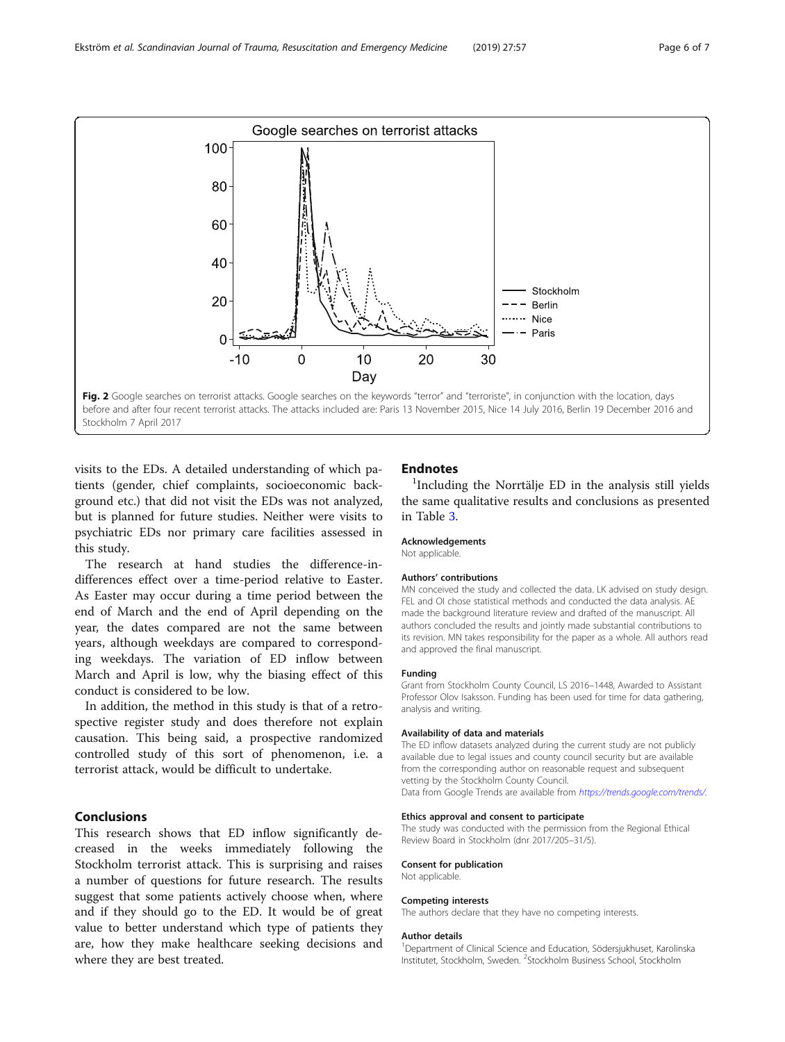Fig. 2 Google searches on terrorist attacks. Google searches on the keywords "terror" and "terroriste", in conjunction with the location, days before and after four recent terrorist attacks. The attacks included are: Paris 13 November 2015, Nice 14 July 2016, Berlin 19 December 2016 and Stockholm 7 April 2017

visits to the EDs. A detailed understanding of which patients (gender, chief complaints, socioeconomic background etc.) that did not visit the EDs was not analyzed, but is planned for future studies. Neither were visits to psychiatric EDs nor primary care facilities assessed in this study.

The research at hand studies the difference-in-differences effect over a time-period relative to Easter. As Easter may occur during a time period between the end of March and the end of April depending on the year, the dates compared are not the same between years, although weekdays are compared to corresponding weekdays. The variation of ED inflow between March and April is low, why the biasing effect of this conduct is considered to be low.

In addition, the method in this study is that of a retrospective register study and does therefore not explain causation. This being said, a prospective randomized controlled study of this sort of phenomenon, i.e. a terrorist attack, would be difficult to undertake.

## Conclusions

This research shows that ED inflow significantly decreased in the weeks immediately following the Stockholm terrorist attack. This is surprising and raises a number of questions for future research. The results suggest that some patients actively choose when, where and if they should go to the ED. It would be of great value to better understand which type of patients they are, how they make healthcare seeking decisions and where they are best treated.

## Endnotes

[1]Including the Norrtälje ED in the analysis still yields the same qualitative results and conclusions as presented in Table 3.

### Acknowledgements

Not applicable.

### Authors' contributions

MN conceived the study and collected the data. LK advised on study design. FEL and OI chose statistical methods and conducted the data analysis. AE made the background literature review and drafted of the manuscript. All authors concluded the results and jointly made substantial contributions to its revision. MN takes responsibility for the paper as a whole. All authors read and approved the final manuscript.

### Funding

Grant from Stockholm County Council, LS 2016–1448, Awarded to Assistant Professor Olov Isaksson. Funding has been used for time for data gathering, analysis and writing.

### Availability of data and materials

The ED inflow datasets analyzed during the current study are not publicly available due to legal issues and county council security but are available from the corresponding author on reasonable request and subsequent vetting by the Stockholm County Council.
Data from Google Trends are available from https://trends.google.com/trends/.

### Ethics approval and consent to participate

The study was conducted with the permission from the Regional Ethical Review Board in Stockholm (dnr 2017/205–31/5).

### Consent for publication

Not applicable.

### Competing interests

The authors declare that they have no competing interests.

### Author details

[1]Department of Clinical Science and Education, Södersjukhuset, Karolinska Institutet, Stockholm, Sweden. [2]Stockholm Business School, Stockholm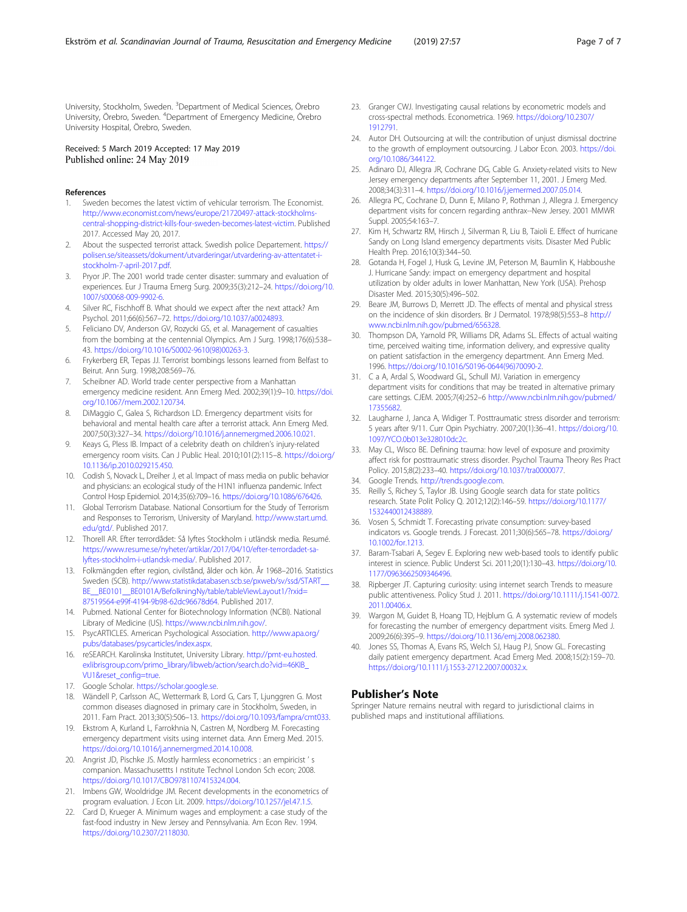University, Stockholm, Sweden. [3]Department of Medical Sciences, Örebro University, Örebro, Sweden. [4]Department of Emergency Medicine, Örebro University Hospital, Örebro, Sweden.

Received: 5 March 2019 Accepted: 17 May 2019
Published online: 24 May 2019

## References

1. Sweden becomes the latest victim of vehicular terrorism. The Economist. http://www.economist.com/news/europe/21720497-attack-stockholms-central-shopping-district-kills-four-sweden-becomes-latest-victim. Published 2017. Accessed May 20, 2017.
2. About the suspected terrorist attack. Swedish police Departement. https://polisen.se/siteassets/dokument/utvarderingar/utvardering-av-attentatet-i-stockholm-7-april-2017.pdf.
3. Pryor JP. The 2001 world trade center disaster: summary and evaluation of experiences. Eur J Trauma Emerg Surg. 2009;35(3):212–24. https://doi.org/10.1007/s00068-009-9902-6.
4. Silver RC, Fischhoff B. What should we expect after the next attack? Am Psychol. 2011;66(6):567–72. https://doi.org/10.1037/a0024893.
5. Feliciano DV, Anderson GV, Rozycki GS, et al. Management of casualties from the bombing at the centennial Olympics. Am J Surg. 1998;176(6):538–43. https://doi.org/10.1016/S0002-9610(98)00263-3.
6. Frykerberg ER, Tepas JJ. Terrorist bombings lessons learned from Belfast to Beirut. Ann Surg. 1998;208:569–76.
7. Scheibner AD. World trade center perspective from a Manhattan emergency medicine resident. Ann Emerg Med. 2002;39(1):9–10. https://doi.org/10.1067/mem.2002.120734.
8. DiMaggio C, Galea S, Richardson LD. Emergency department visits for behavioral and mental health care after a terrorist attack. Ann Emerg Med. 2007;50(3):327–34. https://doi.org/10.1016/j.annemergmed.2006.10.021.
9. Keays G, Pless IB. Impact of a celebrity death on children's injury-related emergency room visits. Can J Public Heal. 2010;101(2):115–8. https://doi.org/10.1136/ip.2010.029215.450.
10. Codish S, Novack L, Dreiher J, et al. Impact of mass media on public behavior and physicians: an ecological study of the H1N1 influenza pandemic. Infect Control Hosp Epidemiol. 2014;35(6):709–16. https://doi.org/10.1086/676426.
11. Global Terrorism Database. National Consortium for the Study of Terrorism and Responses to Terrorism, University of Maryland. http://www.start.umd.edu/gtd/. Published 2017.
12. Thorell AR. Efter terrordådet: Så lyftes Stockholm i utländsk media. Resumé. https://www.resume.se/nyheter/artiklar/2017/04/10/efter-terrordadet-sa-lyftes-stockholm-i-utlandsk-media/. Published 2017.
13. Folkmängden efter region, civilstånd, ålder och kön. År 1968–2016. Statistics Sweden (SCB). http://www.statistikdatabasen.scb.se/pxweb/sv/ssd/START__BE__BE0101__BE0101A/BefolkningNy/table/tableViewLayout1/?rxid=87519564-e99f-4194-9b98-62dc96678d64. Published 2017.
14. Pubmed. National Center for Biotechnology Information (NCBI). National Library of Medicine (US). https://www.ncbi.nlm.nih.gov/.
15. PsycARTICLES. American Psychological Association. http://www.apa.org/pubs/databases/psycarticles/index.aspx.
16. reSEARCH. Karolinska Institutet, University Library. http://pmt-eu.hosted.exlibrisgroup.com/primo_library/libweb/action/search.do?vid=46KIB_VU1&reset_config=true.
17. Google Scholar. https://scholar.google.se.
18. Wändell P, Carlsson AC, Wettermark B, Lord G, Cars T, Ljunggren G. Most common diseases diagnosed in primary care in Stockholm, Sweden, in 2011. Fam Pract. 2013;30(5):506–13. https://doi.org/10.1093/fampra/cmt033.
19. Ekstrom A, Kurland L, Farrokhnia N, Castren M, Nordberg M. Forecasting emergency department visits using internet data. Ann Emerg Med. 2015. https://doi.org/10.1016/j.annemergmed.2014.10.008.
20. Angrist JD, Pischke JS. Mostly harmless econometrics : an empiricist ' s companion. Massachusettts I nstitute Technol London Sch econ; 2008. https://doi.org/10.1017/CBO9781107415324.004.
21. Imbens GW, Wooldridge JM. Recent developments in the econometrics of program evaluation. J Econ Lit. 2009. https://doi.org/10.1257/jel.47.1.5.
22. Card D, Krueger A. Minimum wages and employment: a case study of the fast-food industry in New Jersey and Pennsylvania. Am Econ Rev. 1994. https://doi.org/10.2307/2118030.
23. Granger CWJ. Investigating causal relations by econometric models and cross-spectral methods. Econometrica. 1969. https://doi.org/10.2307/1912791.
24. Autor DH. Outsourcing at will: the contribution of unjust dismissal doctrine to the growth of employment outsourcing. J Labor Econ. 2003. https://doi.org/10.1086/344122.
25. Adinaro DJ, Allegra JR, Cochrane DG, Cable G. Anxiety-related visits to New Jersey emergency departments after September 11, 2001. J Emerg Med. 2008;34(3):311–4. https://doi.org/10.1016/j.jemermed.2007.05.014.
26. Allegra PC, Cochrane D, Dunn E, Milano P, Rothman J, Allegra J. Emergency department visits for concern regarding anthrax--New Jersey. 2001 MMWR Suppl. 2005;54:163–7.
27. Kim H, Schwartz RM, Hirsch J, Silverman R, Liu B, Taioli E. Effect of hurricane Sandy on Long Island emergency departments visits. Disaster Med Public Health Prep. 2016;10(3):344–50.
28. Gotanda H, Fogel J, Husk G, Levine JM, Peterson M, Baumlin K, Habboushe J. Hurricane Sandy: impact on emergency department and hospital utilization by older adults in lower Manhattan, New York (USA). Prehosp Disaster Med. 2015;30(5):496–502.
29. Beare JM, Burrows D, Merrett JD. The effects of mental and physical stress on the incidence of skin disorders. Br J Dermatol. 1978;98(5):553–8 http://www.ncbi.nlm.nih.gov/pubmed/656328.
30. Thompson DA, Yarnold PR, Williams DR, Adams SL. Effects of actual waiting time, perceived waiting time, information delivery, and expressive quality on patient satisfaction in the emergency department. Ann Emerg Med. 1996. https://doi.org/10.1016/S0196-0644(96)70090-2.
31. C a A, Ardal S, Woodward GL, Schull MJ. Variation in emergency department visits for conditions that may be treated in alternative primary care settings. CJEM. 2005;7(4):252–6 http://www.ncbi.nlm.nih.gov/pubmed/17355682.
32. Laugharne J, Janca A, Widiger T. Posttraumatic stress disorder and terrorism: 5 years after 9/11. Curr Opin Psychiatry. 2007;20(1):36–41. https://doi.org/10.1097/YCO.0b013e328010dc2c.
33. May CL, Wisco BE. Defining trauma: how level of exposure and proximity affect risk for posttraumatic stress disorder. Psychol Trauma Theory Res Pract Policy. 2015;8(2):233–40. https://doi.org/10.1037/tra0000077.
34. Google Trends. http://trends.google.com.
35. Reilly S, Richey S, Taylor JB. Using Google search data for state politics research. State Polit Policy Q. 2012;12(2):146–59. https://doi.org/10.1177/1532440012438889.
36. Vosen S, Schmidt T. Forecasting private consumption: survey-based indicators vs. Google trends. J Forecast. 2011;30(6):565–78. https://doi.org/10.1002/for.1213.
37. Baram-Tsabari A, Segev E. Exploring new web-based tools to identify public interest in science. Public Underst Sci. 2011;20(1):130–43. https://doi.org/10.1177/0963662509346496.
38. Ripberger JT. Capturing curiosity: using internet search Trends to measure public attentiveness. Policy Stud J. 2011. https://doi.org/10.1111/j.1541-0072.2011.00406.x.
39. Wargon M, Guidet B, Hoang TD, Hejblum G. A systematic review of models for forecasting the number of emergency department visits. Emerg Med J. 2009;26(6):395–9. https://doi.org/10.1136/emj.2008.062380.
40. Jones SS, Thomas A, Evans RS, Welch SJ, Haug PJ, Snow GL. Forecasting daily patient emergency department. Acad Emerg Med. 2008;15(2):159–70. https://doi.org/10.1111/j.1553-2712.2007.00032.x.

## Publisher's Note

Springer Nature remains neutral with regard to jurisdictional claims in published maps and institutional affiliations.